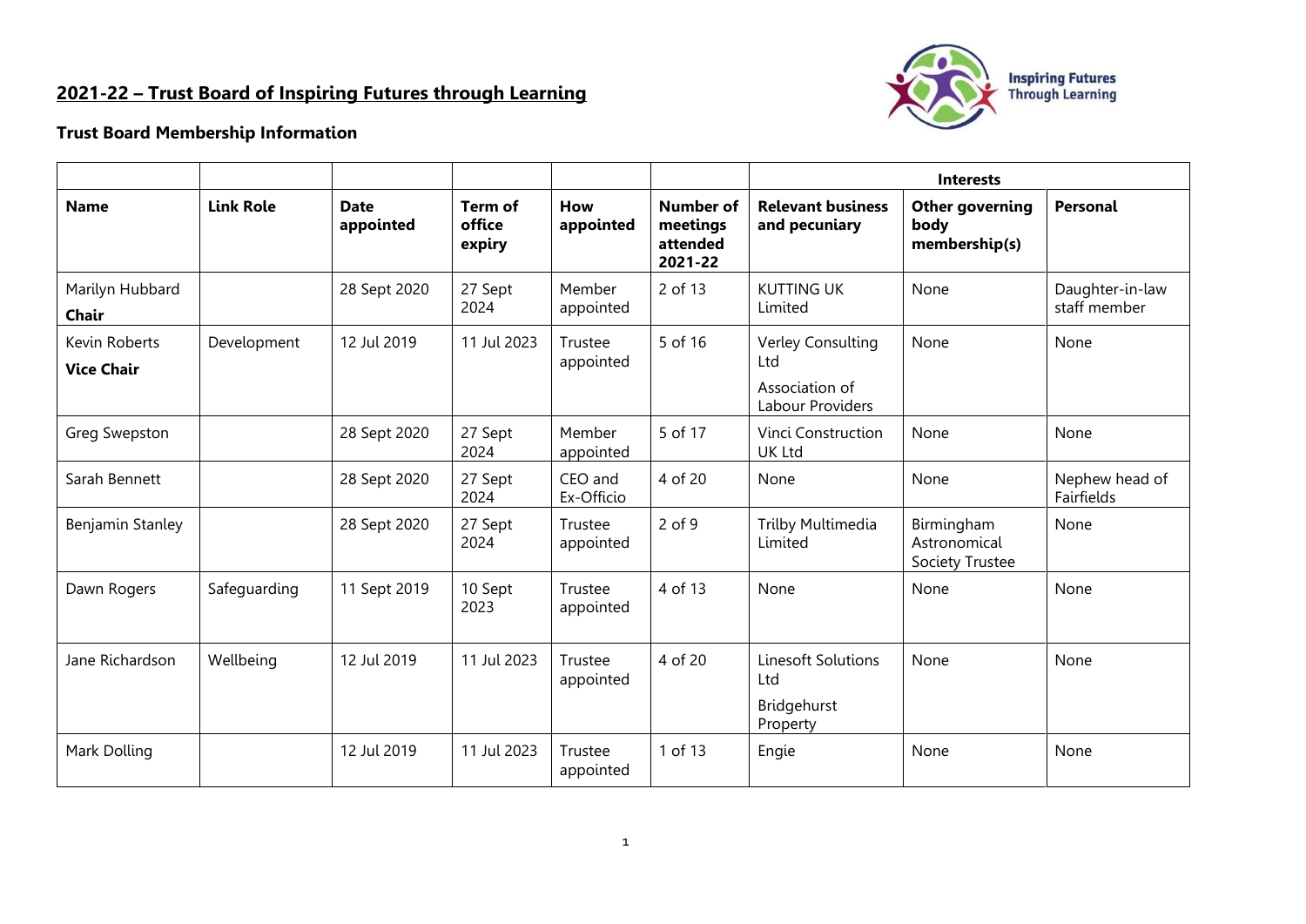# 2021-22 – Trust Board of Inspiring Futures through Learning

Inspiring Futures Through Learning

## Trust Board Membership Information

| | | | | | | Interests | | |
|---|---|---|---|---|---|---|---|---|
| **Name** | **Link Role** | **Date appointed** | **Term of office expiry** | **How appointed** | **Number of meetings attended 2021-22** | **Relevant business and pecuniary** | **Other governing body membership(s)** | **Personal** |
| Marilyn Hubbard **Chair** | | 28 Sept 2020 | 27 Sept 2024 | Member appointed | 2 of 13 | KUTTING UK Limited | None | Daughter-in-law staff member |
| Kevin Roberts **Vice Chair** | Development | 12 Jul 2019 | 11 Jul 2023 | Trustee appointed | 5 of 16 | Verley Consulting Ltd<br>Association of Labour Providers | None | None |
| Greg Swepston | | 28 Sept 2020 | 27 Sept 2024 | Member appointed | 5 of 17 | Vinci Construction UK Ltd | None | None |
| Sarah Bennett | | 28 Sept 2020 | 27 Sept 2024 | CEO and Ex-Officio | 4 of 20 | None | None | Nephew head of Fairfields |
| Benjamin Stanley | | 28 Sept 2020 | 27 Sept 2024 | Trustee appointed | 2 of 9 | Trilby Multimedia Limited | Birmingham Astronomical Society Trustee | None |
| Dawn Rogers | Safeguarding | 11 Sept 2019 | 10 Sept 2023 | Trustee appointed | 4 of 13 | None | None | None |
| Jane Richardson | Wellbeing | 12 Jul 2019 | 11 Jul 2023 | Trustee appointed | 4 of 20 | Linesoft Solutions Ltd<br>Bridgehurst Property | None | None |
| Mark Dolling | | 12 Jul 2019 | 11 Jul 2023 | Trustee appointed | 1 of 13 | Engie | None | None |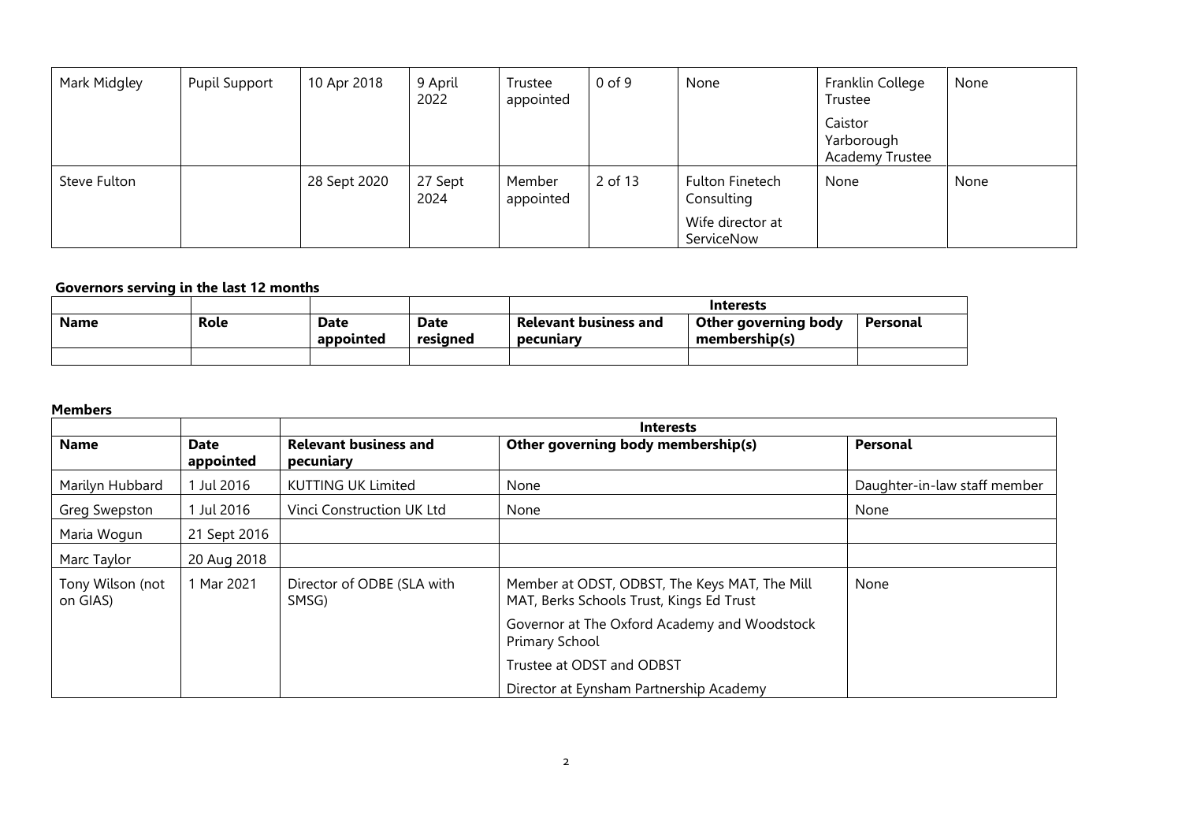| | | | | | | | | |
|---|---|---|---|---|---|---|---|---|
| Mark Midgley | Pupil Support | 10 Apr 2018 | 9 April 2022 | Trustee appointed | 0 of 9 | None | Franklin College Trustee<br>Caistor Yarborough Academy Trustee | None |
| Steve Fulton | | 28 Sept 2020 | 27 Sept 2024 | Member appointed | 2 of 13 | Fulton Finetech Consulting<br>Wife director at ServiceNow | None | None |

**Governors serving in the last 12 months**

| | | | | Interests | | |
|---|---|---|---|---|---|---|
| **Name** | **Role** | **Date appointed** | **Date resigned** | **Relevant business and pecuniary** | **Other governing body membership(s)** | **Personal** |
| | | | | | | |

**Members**

| | | Interests | | |
|---|---|---|---|---|
| **Name** | **Date appointed** | **Relevant business and pecuniary** | **Other governing body membership(s)** | **Personal** |
| Marilyn Hubbard | 1 Jul 2016 | KUTTING UK Limited | None | Daughter-in-law staff member |
| Greg Swepston | 1 Jul 2016 | Vinci Construction UK Ltd | None | None |
| Maria Wogun | 21 Sept 2016 | | | |
| Marc Taylor | 20 Aug 2018 | | | |
| Tony Wilson (not on GIAS) | 1 Mar 2021 | Director of ODBE (SLA with SMSG) | Member at ODST, ODBST, The Keys MAT, The Mill MAT, Berks Schools Trust, Kings Ed Trust<br>Governor at The Oxford Academy and Woodstock Primary School<br>Trustee at ODST and ODBST<br>Director at Eynsham Partnership Academy | None |